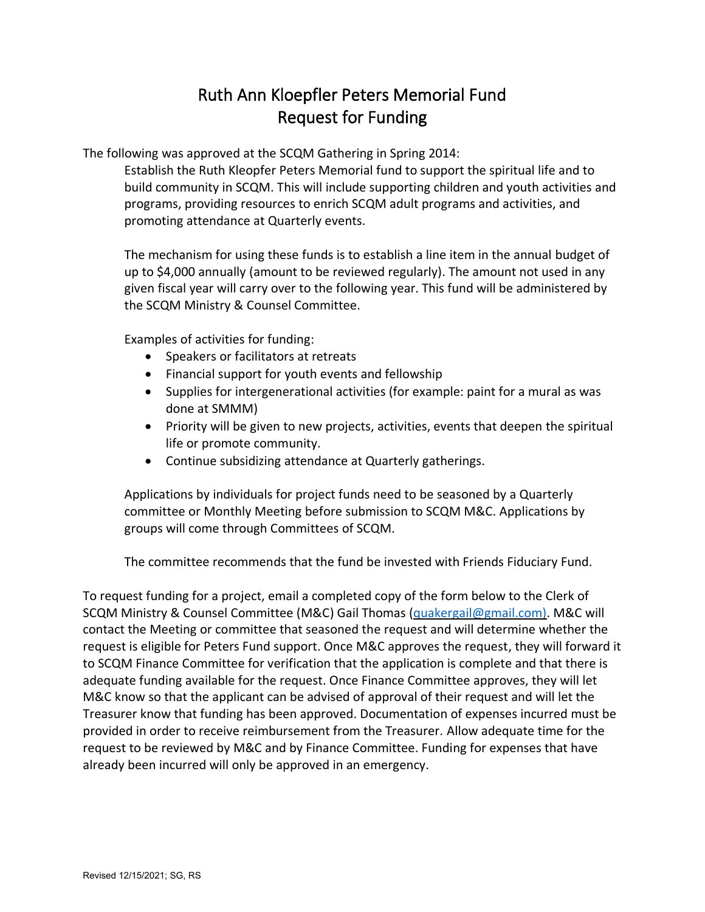# Ruth Ann Kloepfler Peters Memorial Fund
# Request for Funding

The following was approved at the SCQM Gathering in Spring 2014:

> Establish the Ruth Kleopfer Peters Memorial fund to support the spiritual life and to build community in SCQM. This will include supporting children and youth activities and programs, providing resources to enrich SCQM adult programs and activities, and promoting attendance at Quarterly events.
>
> The mechanism for using these funds is to establish a line item in the annual budget of up to $4,000 annually (amount to be reviewed regularly). The amount not used in any given fiscal year will carry over to the following year. This fund will be administered by the SCQM Ministry & Counsel Committee.
>
> Examples of activities for funding:
>
> - Speakers or facilitators at retreats
> - Financial support for youth events and fellowship
> - Supplies for intergenerational activities (for example: paint for a mural as was done at SMMM)
> - Priority will be given to new projects, activities, events that deepen the spiritual life or promote community.
> - Continue subsidizing attendance at Quarterly gatherings.
>
> Applications by individuals for project funds need to be seasoned by a Quarterly committee or Monthly Meeting before submission to SCQM M&C. Applications by groups will come through Committees of SCQM.
>
> The committee recommends that the fund be invested with Friends Fiduciary Fund.

To request funding for a project, email a completed copy of the form below to the Clerk of SCQM Ministry & Counsel Committee (M&C) Gail Thomas (quakergail@gmail.com). M&C will contact the Meeting or committee that seasoned the request and will determine whether the request is eligible for Peters Fund support. Once M&C approves the request, they will forward it to SCQM Finance Committee for verification that the application is complete and that there is adequate funding available for the request. Once Finance Committee approves, they will let M&C know so that the applicant can be advised of approval of their request and will let the Treasurer know that funding has been approved. Documentation of expenses incurred must be provided in order to receive reimbursement from the Treasurer. Allow adequate time for the request to be reviewed by M&C and by Finance Committee. Funding for expenses that have already been incurred will only be approved in an emergency.

Revised 12/15/2021; SG, RS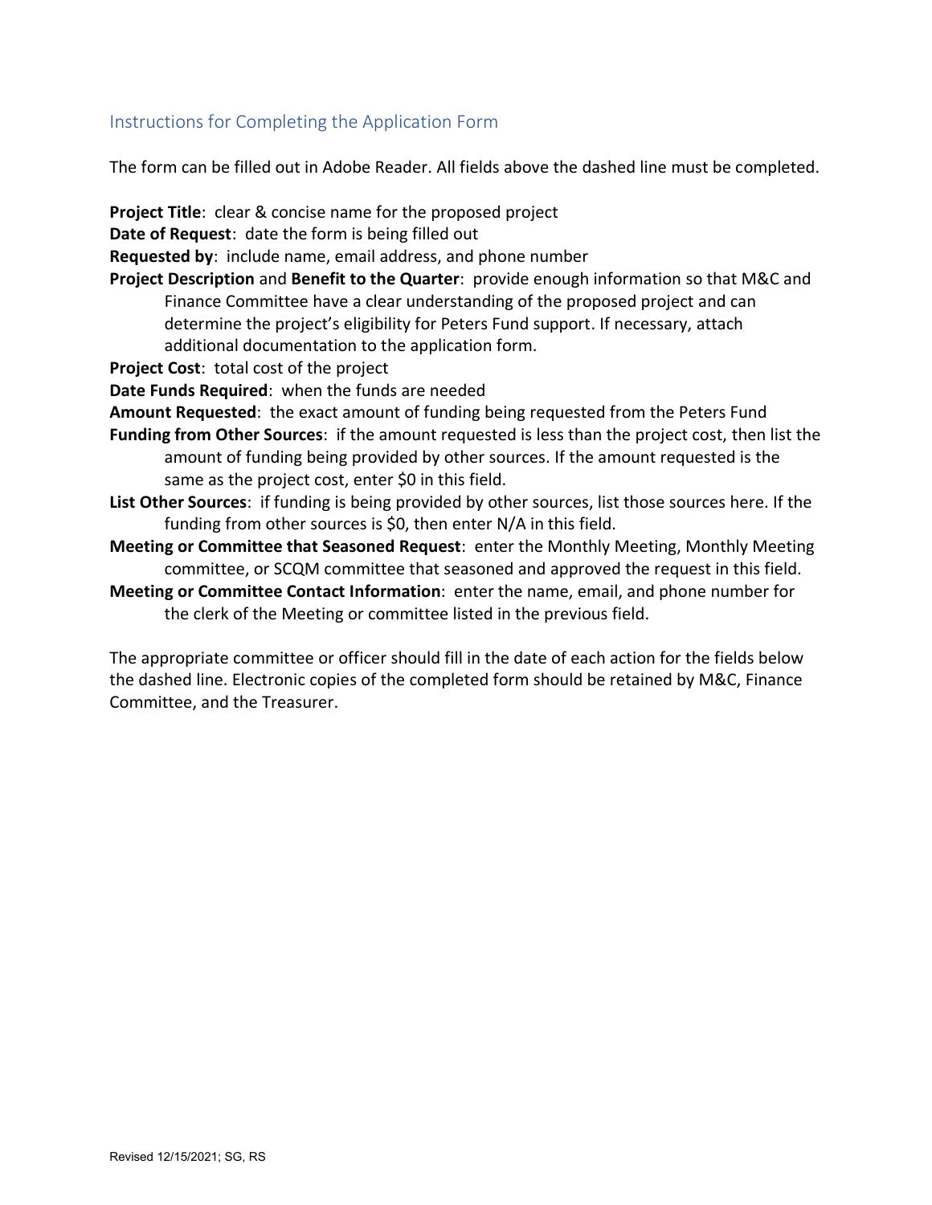## Instructions for Completing the Application Form

The form can be filled out in Adobe Reader. All fields above the dashed line must be completed.

**Project Title**: clear & concise name for the proposed project

**Date of Request**: date the form is being filled out

**Requested by**: include name, email address, and phone number

**Project Description** and **Benefit to the Quarter**: provide enough information so that M&C and Finance Committee have a clear understanding of the proposed project and can determine the project's eligibility for Peters Fund support. If necessary, attach additional documentation to the application form.

**Project Cost**: total cost of the project

**Date Funds Required**: when the funds are needed

**Amount Requested**: the exact amount of funding being requested from the Peters Fund

**Funding from Other Sources**: if the amount requested is less than the project cost, then list the amount of funding being provided by other sources. If the amount requested is the same as the project cost, enter $0 in this field.

**List Other Sources**: if funding is being provided by other sources, list those sources here. If the funding from other sources is $0, then enter N/A in this field.

**Meeting or Committee that Seasoned Request**: enter the Monthly Meeting, Monthly Meeting committee, or SCQM committee that seasoned and approved the request in this field.

**Meeting or Committee Contact Information**: enter the name, email, and phone number for the clerk of the Meeting or committee listed in the previous field.

The appropriate committee or officer should fill in the date of each action for the fields below the dashed line. Electronic copies of the completed form should be retained by M&C, Finance Committee, and the Treasurer.

Revised 12/15/2021; SG, RS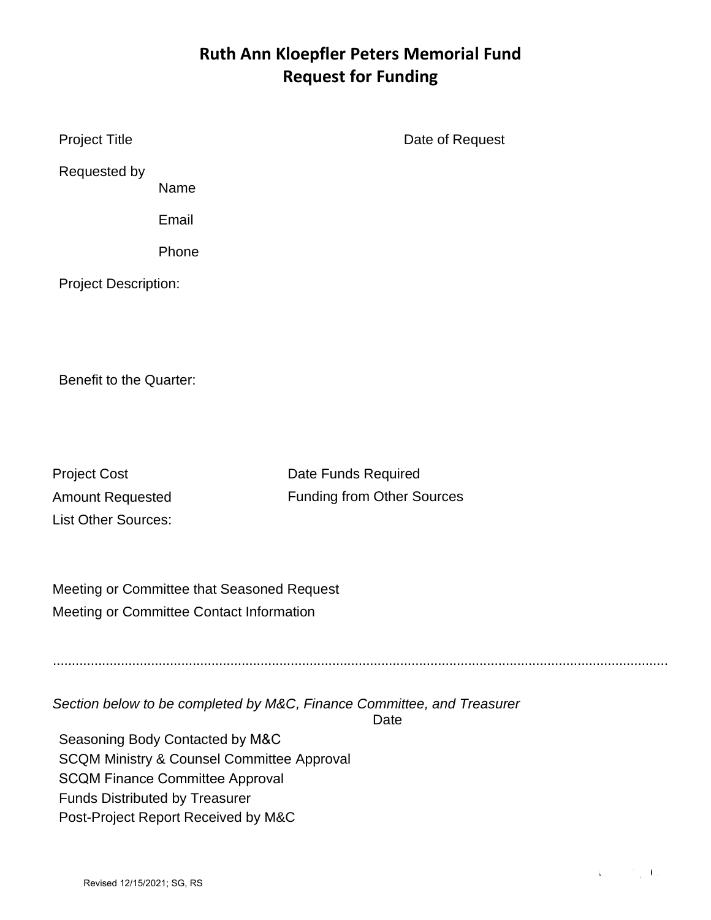# Ruth Ann Kloepfler Peters Memorial Fund
## Request for Funding

Project Title

Date of Request

Requested by

Name

Email

Phone

Project Description:

Benefit to the Quarter:

Project Cost

Date Funds Required

Amount Requested

Funding from Other Sources

List Other Sources:

Meeting or Committee that Seasoned Request

Meeting or Committee Contact Information

.....................................................................................................................................................................

*Section below to be completed by M&C, Finance Committee, and Treasurer*

Date

Seasoning Body Contacted by M&C

SCQM Ministry & Counsel Committee Approval

SCQM Finance Committee Approval

Funds Distributed by Treasurer

Post-Project Report Received by M&C

Revised 12/15/2021; SG, RS